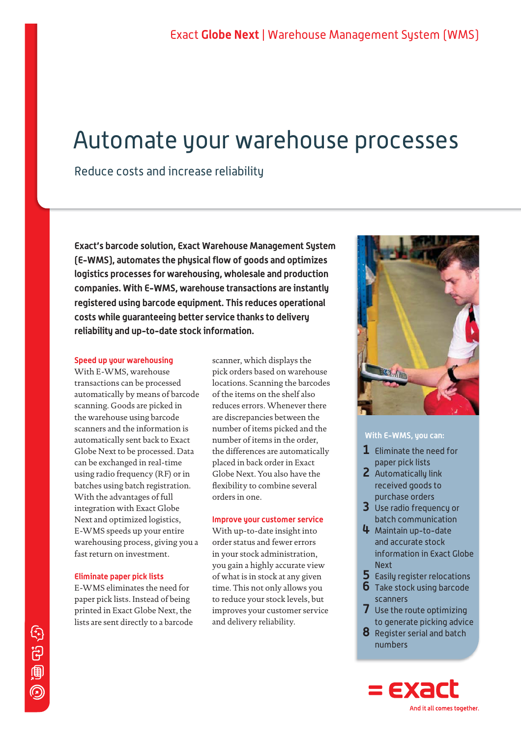# Automate your warehouse processes

## Reduce costs and increase reliability

**Exact's barcode solution, Exact Warehouse Management System (E-WMS), automates the physical flow of goods and optimizes logistics processes for warehousing, wholesale and production companies. With E-WMS, warehouse transactions are instantly registered using barcode equipment. This reduces operational costs while guaranteeing better service thanks to delivery reliability and up-to-date stock information.**

### Speed up your warehousing

With E-WMS, warehouse transactions can be processed automatically by means of barcode scanning. Goods are picked in the warehouse using barcode scanners and the information is automatically sent back to Exact Globe Next to be processed. Data can be exchanged in real-time using radio frequency (RF) or in batches using batch registration. With the advantages of full integration with Exact Globe Next and optimized logistics, E-WMS speeds up your entire warehousing process, giving you a fast return on investment.

### Eliminate paper pick lists

E-WMS eliminates the need for paper pick lists. Instead of being printed in Exact Globe Next, the lists are sent directly to a barcode scanner, which displays the pick orders based on warehouse locations. Scanning the barcodes of the items on the shelf also reduces errors. Whenever there are discrepancies between the number of items picked and the number of items in the order, the differences are automatically placed in back order in Exact Globe Next. You also have the flexibility to combine several orders in one.

### Improve your customer service

With up-to-date insight into order status and fewer errors in your stock administration, you gain a highly accurate view of what is in stock at any given time. This not only allows you to reduce your stock levels, but improves your customer service and delivery reliability.

**With E-WMS, you can:**

1. Eliminate the need for paper pick lists
2. Automatically link received goods to purchase orders
3. Use radio frequency or batch communication
4. Maintain up-to-date and accurate stock information in Exact Globe Next
5. Easily register relocations
6. Take stock using barcode scanners
7. Use the route optimizing to generate picking advice
8. Register serial and batch numbers

And it all comes together.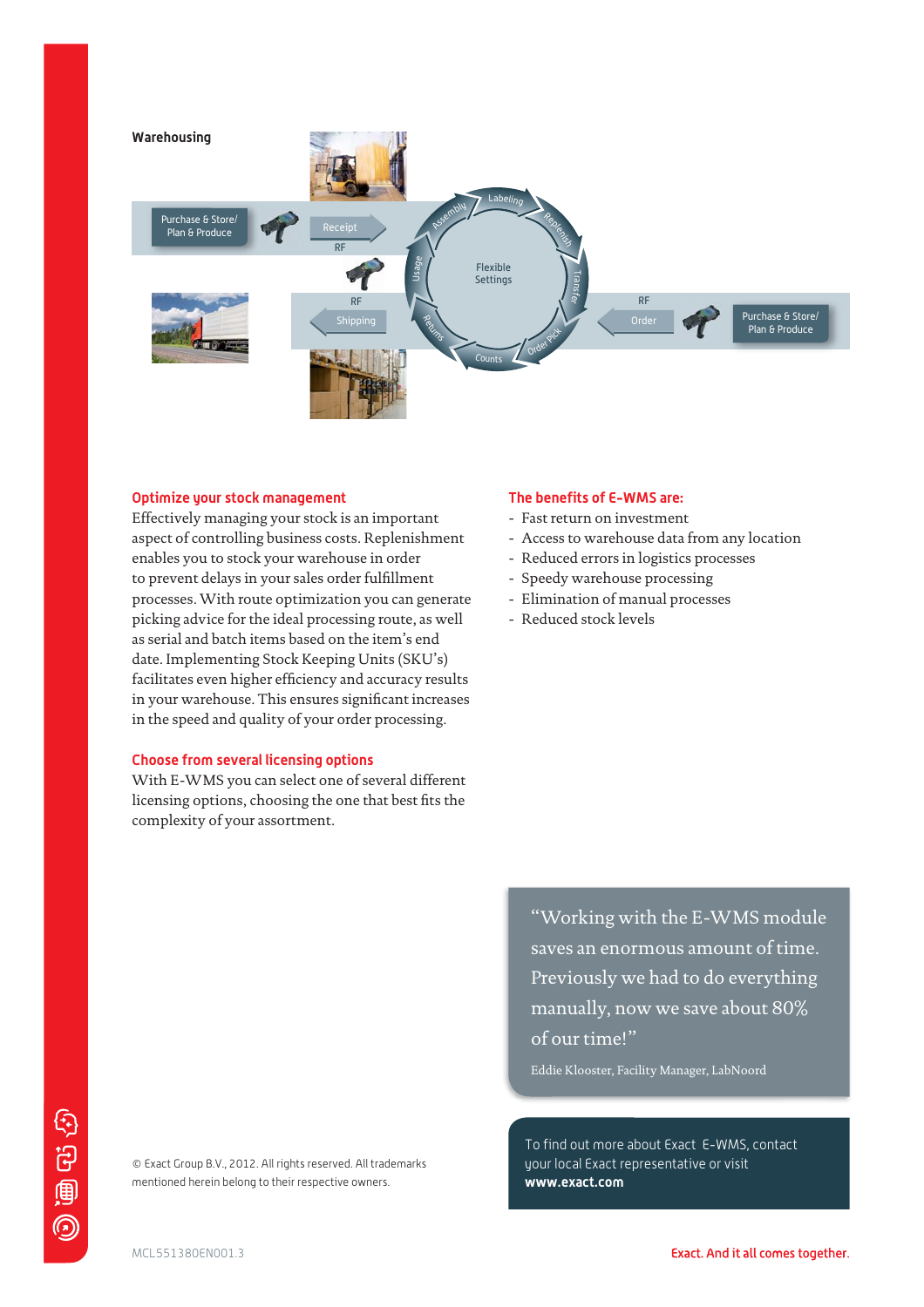## Warehousing

Purchase & Store/
Plan & Produce

Receipt

RF

Labeling

Assembly

Replenish

Usage

Flexible
Settings

Transfer

Returns

Counts

Order Pick

RF

Shipping

RF

Order

Purchase & Store/
Plan & Produce

### Optimize your stock management

Effectively managing your stock is an important aspect of controlling business costs. Replenishment enables you to stock your warehouse in order to prevent delays in your sales order fulfillment processes. With route optimization you can generate picking advice for the ideal processing route, as well as serial and batch items based on the item's end date. Implementing Stock Keeping Units (SKU's) facilitates even higher efficiency and accuracy results in your warehouse. This ensures significant increases in the speed and quality of your order processing.

### Choose from several licensing options

With E-WMS you can select one of several different licensing options, choosing the one that best fits the complexity of your assortment.

### The benefits of E-WMS are:

- Fast return on investment
- Access to warehouse data from any location
- Reduced errors in logistics processes
- Speedy warehouse processing
- Elimination of manual processes
- Reduced stock levels

"Working with the E-WMS module saves an enormous amount of time. Previously we had to do everything manually, now we save about 80% of our time!"

Eddie Klooster, Facility Manager, LabNoord

To find out more about Exact E-WMS, contact your local Exact representative or visit **www.exact.com**

© Exact Group B.V., 2012. All rights reserved. All trademarks mentioned herein belong to their respective owners.

MCL551380EN001.3

Exact. And it all comes together.